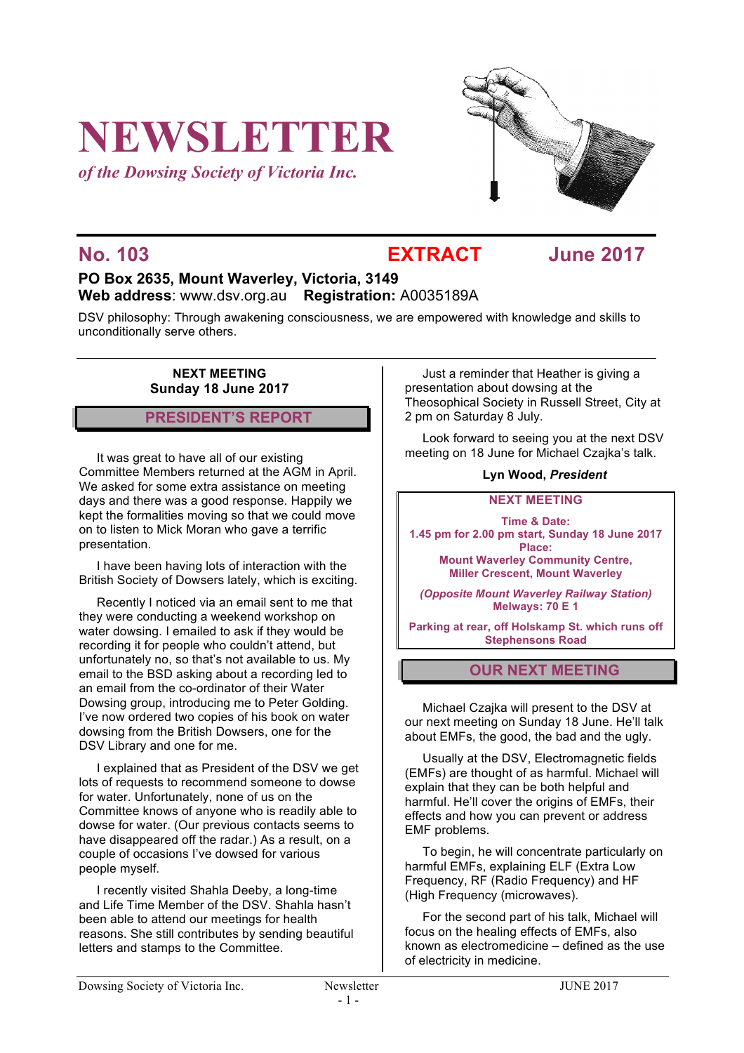# NEWSLETTER

*of the Dowsing Society of Victoria Inc.*

## No. 103 EXTRACT June 2017

**PO Box 2635, Mount Waverley, Victoria, 3149**
**Web address**: www.dsv.org.au **Registration:** A0035189A

DSV philosophy: Through awakening consciousness, we are empowered with knowledge and skills to unconditionally serve others.

**NEXT MEETING**
**Sunday 18 June 2017**

## PRESIDENT'S REPORT

It was great to have all of our existing Committee Members returned at the AGM in April. We asked for some extra assistance on meeting days and there was a good response. Happily we kept the formalities moving so that we could move on to listen to Mick Moran who gave a terrific presentation.

I have been having lots of interaction with the British Society of Dowsers lately, which is exciting.

Recently I noticed via an email sent to me that they were conducting a weekend workshop on water dowsing. I emailed to ask if they would be recording it for people who couldn't attend, but unfortunately no, so that's not available to us. My email to the BSD asking about a recording led to an email from the co-ordinator of their Water Dowsing group, introducing me to Peter Golding. I've now ordered two copies of his book on water dowsing from the British Dowsers, one for the DSV Library and one for me.

I explained that as President of the DSV we get lots of requests to recommend someone to dowse for water. Unfortunately, none of us on the Committee knows of anyone who is readily able to dowse for water. (Our previous contacts seems to have disappeared off the radar.) As a result, on a couple of occasions I've dowsed for various people myself.

I recently visited Shahla Deeby, a long-time and Life Time Member of the DSV. Shahla hasn't been able to attend our meetings for health reasons. She still contributes by sending beautiful letters and stamps to the Committee.

Just a reminder that Heather is giving a presentation about dowsing at the Theosophical Society in Russell Street, City at 2 pm on Saturday 8 July.

Look forward to seeing you at the next DSV meeting on 18 June for Michael Czajka's talk.

**Lyn Wood, *President***

**NEXT MEETING**

**Time & Date:**
**1.45 pm for 2.00 pm start, Sunday 18 June 2017**
**Place:**
**Mount Waverley Community Centre, Miller Crescent, Mount Waverley**

***(Opposite Mount Waverley Railway Station)***
**Melways: 70 E 1**

**Parking at rear, off Holskamp St. which runs off Stephensons Road**

## OUR NEXT MEETING

Michael Czajka will present to the DSV at our next meeting on Sunday 18 June. He'll talk about EMFs, the good, the bad and the ugly.

Usually at the DSV, Electromagnetic fields (EMFs) are thought of as harmful. Michael will explain that they can be both helpful and harmful. He'll cover the origins of EMFs, their effects and how you can prevent or address EMF problems.

To begin, he will concentrate particularly on harmful EMFs, explaining ELF (Extra Low Frequency, RF (Radio Frequency) and HF (High Frequency (microwaves).

For the second part of his talk, Michael will focus on the healing effects of EMFs, also known as electromedicine – defined as the use of electricity in medicine.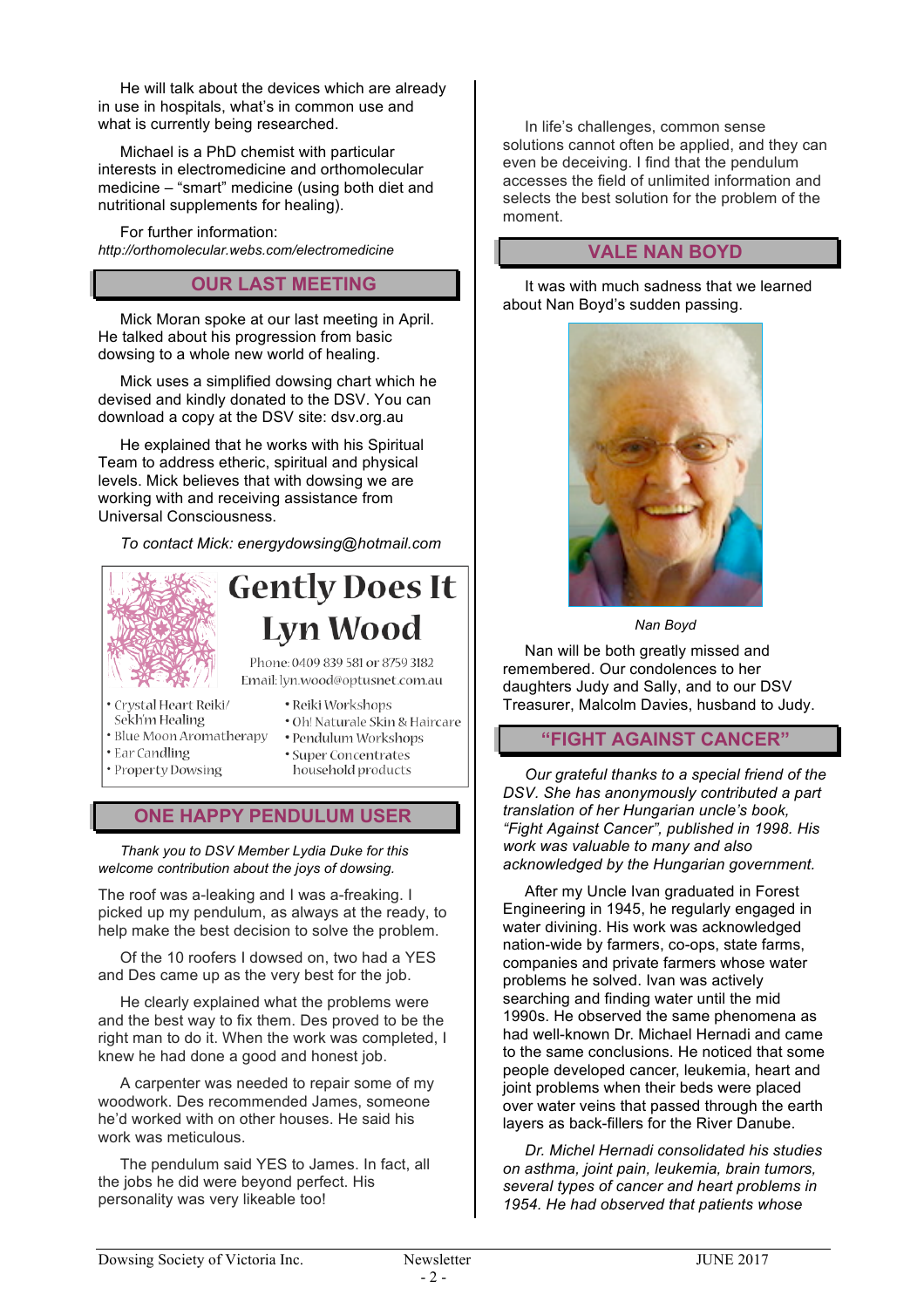He will talk about the devices which are already in use in hospitals, what's in common use and what is currently being researched.

Michael is a PhD chemist with particular interests in electromedicine and orthomolecular medicine – "smart" medicine (using both diet and nutritional supplements for healing).

For further information:
*http://orthomolecular.webs.com/electromedicine*

## OUR LAST MEETING

Mick Moran spoke at our last meeting in April. He talked about his progression from basic dowsing to a whole new world of healing.

Mick uses a simplified dowsing chart which he devised and kindly donated to the DSV. You can download a copy at the DSV site: dsv.org.au

He explained that he works with his Spiritual Team to address etheric, spiritual and physical levels. Mick believes that with dowsing we are working with and receiving assistance from Universal Consciousness.

*To contact Mick: energydowsing@hotmail.com*

**Gently Does It**
**Lyn Wood**

Phone: 0409 839 581 or 8759 3182
Email: lyn.wood@optusnet.com.au

- Crystal Heart Reiki/ Sekh'm Healing
- Blue Moon Aromatherapy
- Ear Candling
- Property Dowsing
- Reiki Workshops
- Oh! Naturale Skin & Haircare
- Pendulum Workshops
- Super Concentrates household products

## ONE HAPPY PENDULUM USER

*Thank you to DSV Member Lydia Duke for this welcome contribution about the joys of dowsing.*

The roof was a-leaking and I was a-freaking. I picked up my pendulum, as always at the ready, to help make the best decision to solve the problem.

Of the 10 roofers I dowsed on, two had a YES and Des came up as the very best for the job.

He clearly explained what the problems were and the best way to fix them. Des proved to be the right man to do it. When the work was completed, I knew he had done a good and honest job.

A carpenter was needed to repair some of my woodwork. Des recommended James, someone he'd worked with on other houses. He said his work was meticulous.

The pendulum said YES to James. In fact, all the jobs he did were beyond perfect. His personality was very likeable too!

In life's challenges, common sense solutions cannot often be applied, and they can even be deceiving. I find that the pendulum accesses the field of unlimited information and selects the best solution for the problem of the moment.

## VALE NAN BOYD

It was with much sadness that we learned about Nan Boyd's sudden passing.

*Nan Boyd*

Nan will be both greatly missed and remembered. Our condolences to her daughters Judy and Sally, and to our DSV Treasurer, Malcolm Davies, husband to Judy.

## "FIGHT AGAINST CANCER"

*Our grateful thanks to a special friend of the DSV. She has anonymously contributed a part translation of her Hungarian uncle's book, "Fight Against Cancer", published in 1998. His work was valuable to many and also acknowledged by the Hungarian government.*

After my Uncle Ivan graduated in Forest Engineering in 1945, he regularly engaged in water divining. His work was acknowledged nation-wide by farmers, co-ops, state farms, companies and private farmers whose water problems he solved. Ivan was actively searching and finding water until the mid 1990s. He observed the same phenomena as had well-known Dr. Michael Hernadi and came to the same conclusions. He noticed that some people developed cancer, leukemia, heart and joint problems when their beds were placed over water veins that passed through the earth layers as back-fillers for the River Danube.

*Dr. Michel Hernadi consolidated his studies on asthma, joint pain, leukemia, brain tumors, several types of cancer and heart problems in 1954. He had observed that patients whose*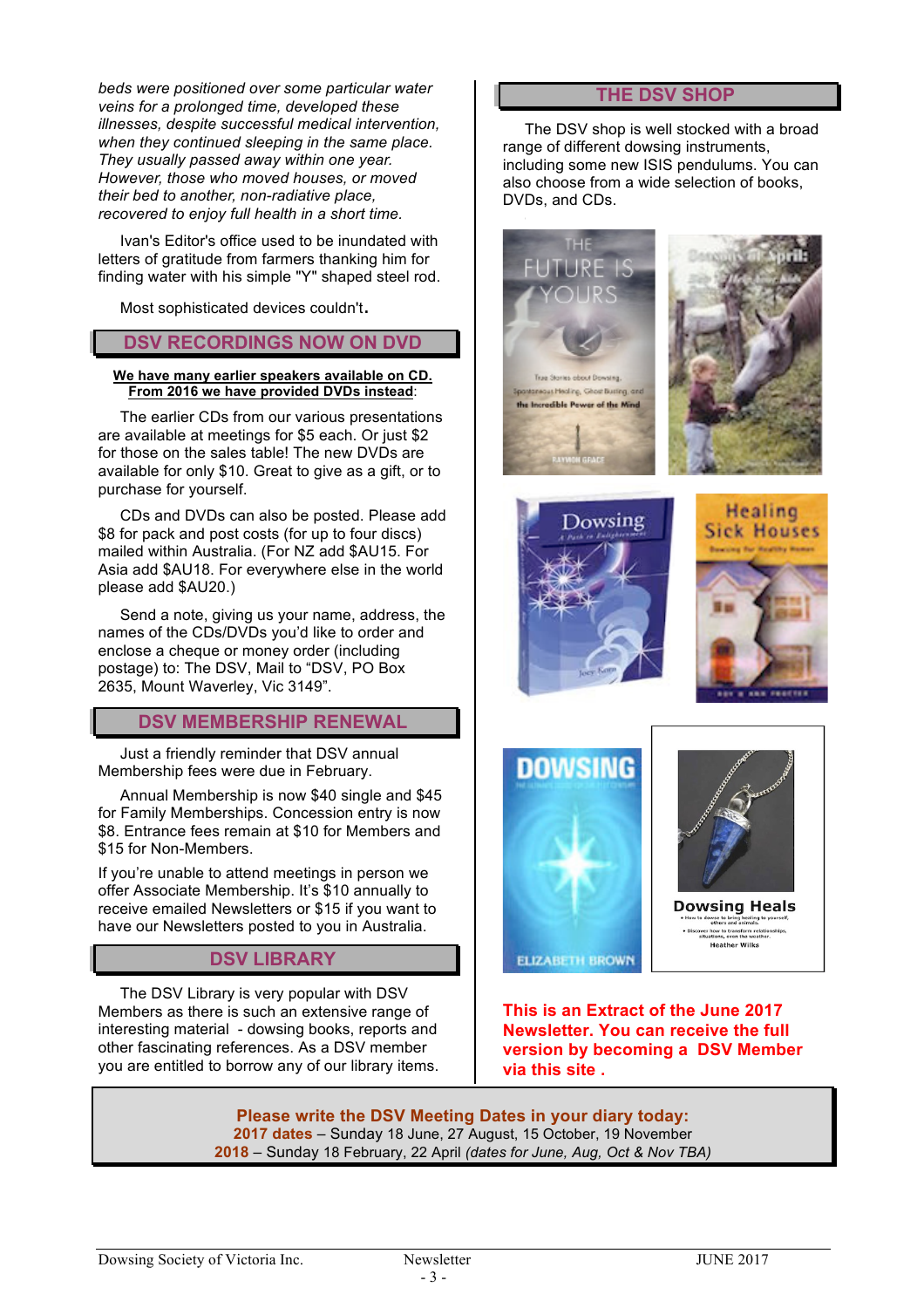*beds were positioned over some particular water veins for a prolonged time, developed these illnesses, despite successful medical intervention, when they continued sleeping in the same place. They usually passed away within one year. However, those who moved houses, or moved their bed to another, non-radiative place, recovered to enjoy full health in a short time.*

Ivan's Editor's office used to be inundated with letters of gratitude from farmers thanking him for finding water with his simple "Y" shaped steel rod.

Most sophisticated devices couldn't.

## DSV RECORDINGS NOW ON DVD

**We have many earlier speakers available on CD. From 2016 we have provided DVDs instead:**

The earlier CDs from our various presentations are available at meetings for $5 each. Or just $2 for those on the sales table! The new DVDs are available for only $10. Great to give as a gift, or to purchase for yourself.

CDs and DVDs can also be posted. Please add $8 for pack and post costs (for up to four discs) mailed within Australia. (For NZ add $AU15. For Asia add $AU18. For everywhere else in the world please add $AU20.)

Send a note, giving us your name, address, the names of the CDs/DVDs you'd like to order and enclose a cheque or money order (including postage) to: The DSV, Mail to "DSV, PO Box 2635, Mount Waverley, Vic 3149".

## DSV MEMBERSHIP RENEWAL

Just a friendly reminder that DSV annual Membership fees were due in February.

Annual Membership is now $40 single and $45 for Family Memberships. Concession entry is now $8. Entrance fees remain at $10 for Members and $15 for Non-Members.

If you're unable to attend meetings in person we offer Associate Membership. It's $10 annually to receive emailed Newsletters or $15 if you want to have our Newsletters posted to you in Australia.

## DSV LIBRARY

The DSV Library is very popular with DSV Members as there is such an extensive range of interesting material - dowsing books, reports and other fascinating references. As a DSV member you are entitled to borrow any of our library items.

## THE DSV SHOP

The DSV shop is well stocked with a broad range of different dowsing instruments, including some new ISIS pendulums. You can also choose from a wide selection of books, DVDs, and CDs.

**This is an Extract of the June 2017 Newsletter. You can receive the full version by becoming a DSV Member via this site .**

**Please write the DSV Meeting Dates in your diary today:**
**2017 dates** – Sunday 18 June, 27 August, 15 October, 19 November
**2018** – Sunday 18 February, 22 April *(dates for June, Aug, Oct & Nov TBA)*